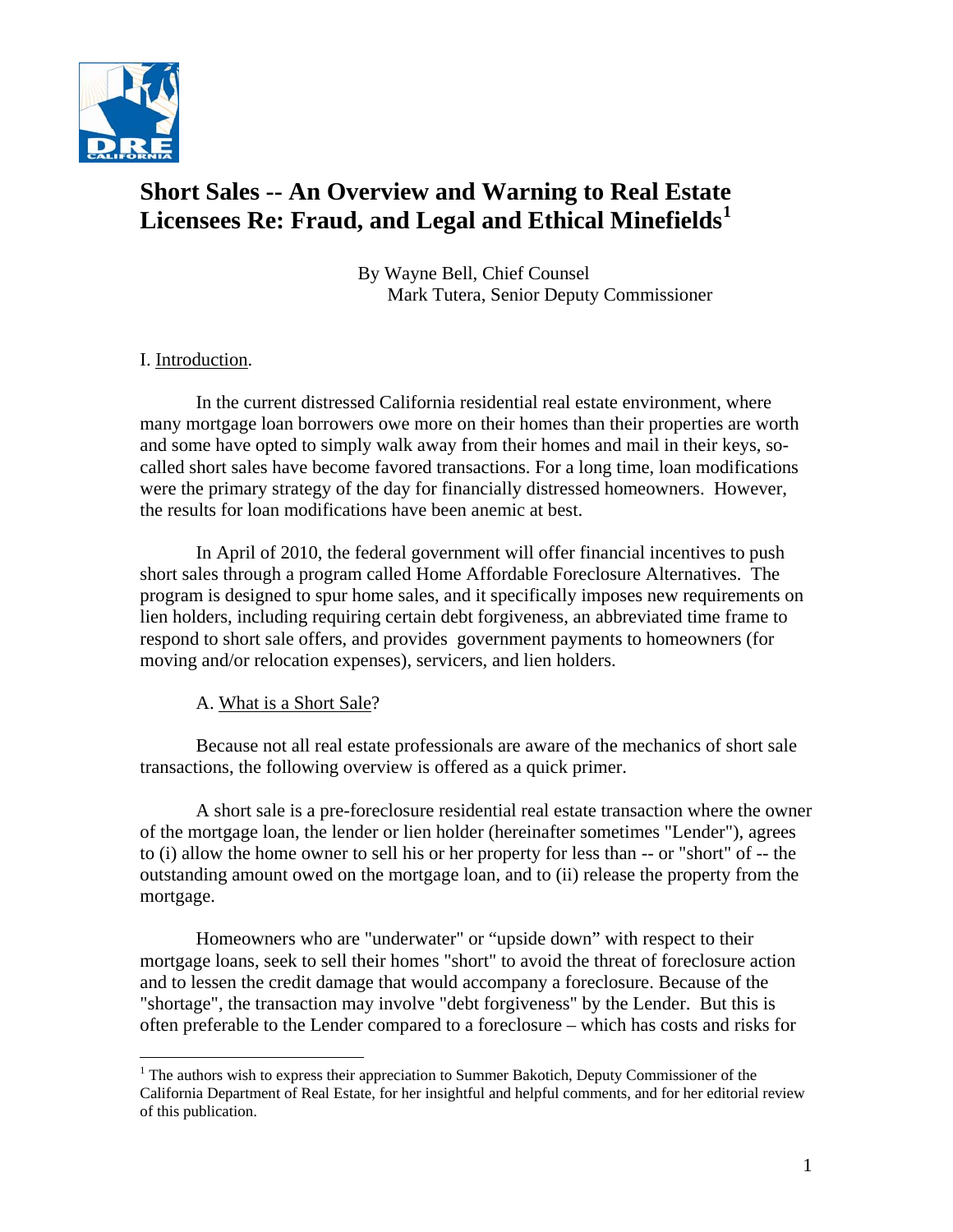# Short Sales -- An Overview and Warning to Real Estate Licensees Re: Fraud, and Legal and Ethical Minefields[1]

By Wayne Bell, Chief Counsel
Mark Tutera, Senior Deputy Commissioner

## I. Introduction.

In the current distressed California residential real estate environment, where many mortgage loan borrowers owe more on their homes than their properties are worth and some have opted to simply walk away from their homes and mail in their keys, so-called short sales have become favored transactions. For a long time, loan modifications were the primary strategy of the day for financially distressed homeowners. However, the results for loan modifications have been anemic at best.

In April of 2010, the federal government will offer financial incentives to push short sales through a program called Home Affordable Foreclosure Alternatives. The program is designed to spur home sales, and it specifically imposes new requirements on lien holders, including requiring certain debt forgiveness, an abbreviated time frame to respond to short sale offers, and provides government payments to homeowners (for moving and/or relocation expenses), servicers, and lien holders.

### A. What is a Short Sale?

Because not all real estate professionals are aware of the mechanics of short sale transactions, the following overview is offered as a quick primer.

A short sale is a pre-foreclosure residential real estate transaction where the owner of the mortgage loan, the lender or lien holder (hereinafter sometimes "Lender"), agrees to (i) allow the home owner to sell his or her property for less than -- or "short" of -- the outstanding amount owed on the mortgage loan, and to (ii) release the property from the mortgage.

Homeowners who are "underwater" or "upside down" with respect to their mortgage loans, seek to sell their homes "short" to avoid the threat of foreclosure action and to lessen the credit damage that would accompany a foreclosure. Because of the "shortage", the transaction may involve "debt forgiveness" by the Lender. But this is often preferable to the Lender compared to a foreclosure – which has costs and risks for

[1] The authors wish to express their appreciation to Summer Bakotich, Deputy Commissioner of the California Department of Real Estate, for her insightful and helpful comments, and for her editorial review of this publication.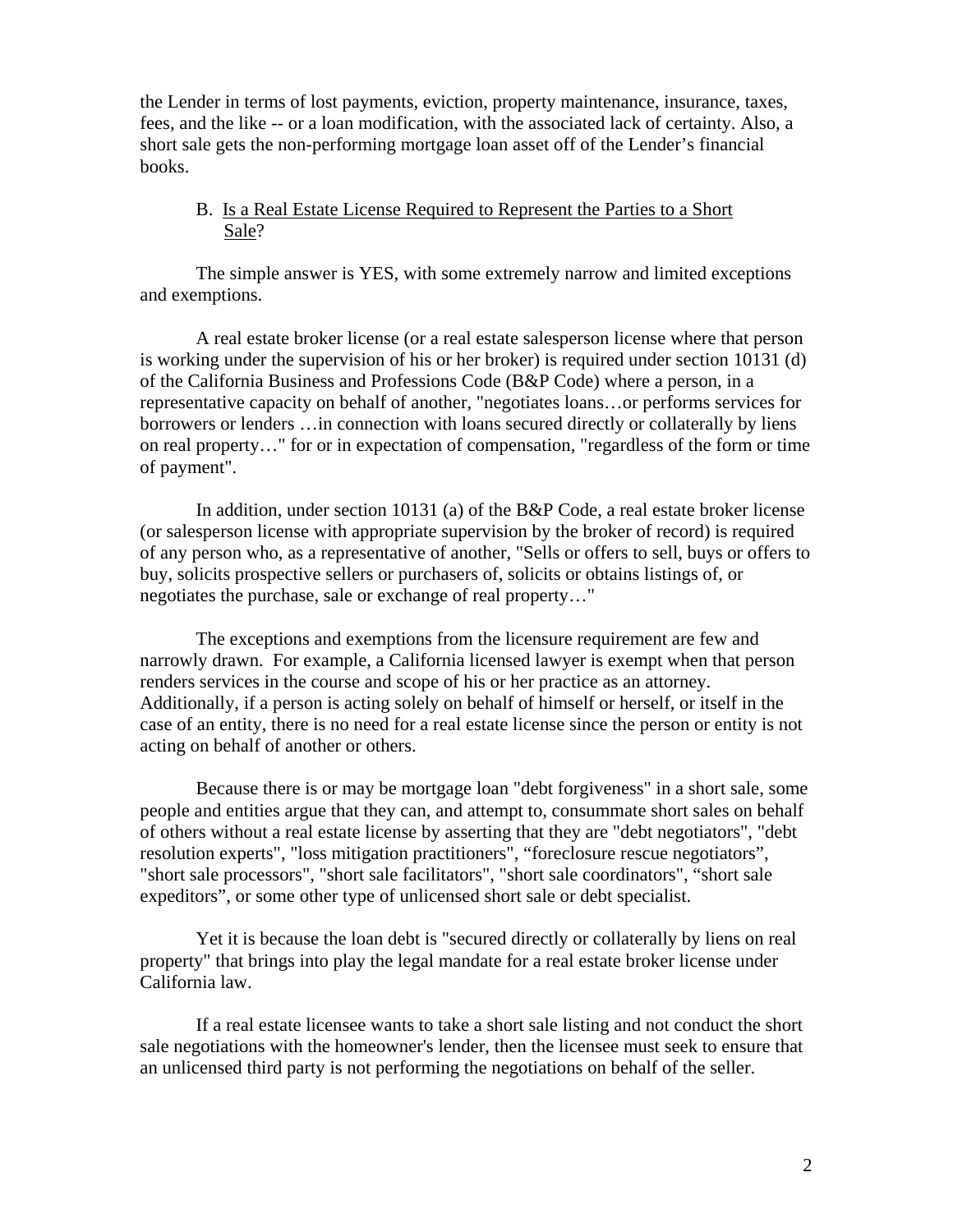the Lender in terms of lost payments, eviction, property maintenance, insurance, taxes, fees, and the like -- or a loan modification, with the associated lack of certainty. Also, a short sale gets the non-performing mortgage loan asset off of the Lender's financial books.

### B. Is a Real Estate License Required to Represent the Parties to a Short Sale?

The simple answer is YES, with some extremely narrow and limited exceptions and exemptions.

A real estate broker license (or a real estate salesperson license where that person is working under the supervision of his or her broker) is required under section 10131 (d) of the California Business and Professions Code (B&P Code) where a person, in a representative capacity on behalf of another, "negotiates loans…or performs services for borrowers or lenders …in connection with loans secured directly or collaterally by liens on real property…" for or in expectation of compensation, "regardless of the form or time of payment".

In addition, under section 10131 (a) of the B&P Code, a real estate broker license (or salesperson license with appropriate supervision by the broker of record) is required of any person who, as a representative of another, "Sells or offers to sell, buys or offers to buy, solicits prospective sellers or purchasers of, solicits or obtains listings of, or negotiates the purchase, sale or exchange of real property…"

The exceptions and exemptions from the licensure requirement are few and narrowly drawn. For example, a California licensed lawyer is exempt when that person renders services in the course and scope of his or her practice as an attorney. Additionally, if a person is acting solely on behalf of himself or herself, or itself in the case of an entity, there is no need for a real estate license since the person or entity is not acting on behalf of another or others.

Because there is or may be mortgage loan "debt forgiveness" in a short sale, some people and entities argue that they can, and attempt to, consummate short sales on behalf of others without a real estate license by asserting that they are "debt negotiators", "debt resolution experts", "loss mitigation practitioners", "foreclosure rescue negotiators", "short sale processors", "short sale facilitators", "short sale coordinators", "short sale expeditors", or some other type of unlicensed short sale or debt specialist.

Yet it is because the loan debt is "secured directly or collaterally by liens on real property" that brings into play the legal mandate for a real estate broker license under California law.

If a real estate licensee wants to take a short sale listing and not conduct the short sale negotiations with the homeowner's lender, then the licensee must seek to ensure that an unlicensed third party is not performing the negotiations on behalf of the seller.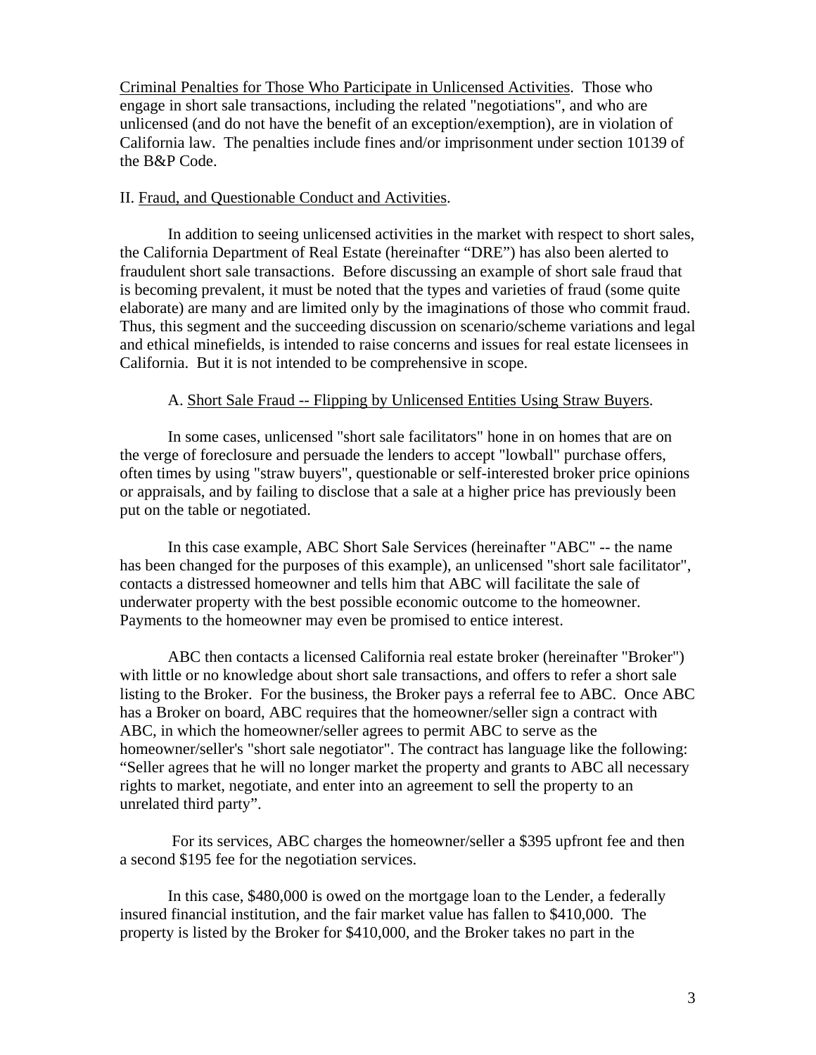Criminal Penalties for Those Who Participate in Unlicensed Activities. Those who engage in short sale transactions, including the related "negotiations", and who are unlicensed (and do not have the benefit of an exception/exemption), are in violation of California law. The penalties include fines and/or imprisonment under section 10139 of the B&P Code.

## II. Fraud, and Questionable Conduct and Activities.

In addition to seeing unlicensed activities in the market with respect to short sales, the California Department of Real Estate (hereinafter "DRE") has also been alerted to fraudulent short sale transactions. Before discussing an example of short sale fraud that is becoming prevalent, it must be noted that the types and varieties of fraud (some quite elaborate) are many and are limited only by the imaginations of those who commit fraud. Thus, this segment and the succeeding discussion on scenario/scheme variations and legal and ethical minefields, is intended to raise concerns and issues for real estate licensees in California. But it is not intended to be comprehensive in scope.

### A. Short Sale Fraud -- Flipping by Unlicensed Entities Using Straw Buyers.

In some cases, unlicensed "short sale facilitators" hone in on homes that are on the verge of foreclosure and persuade the lenders to accept "lowball" purchase offers, often times by using "straw buyers", questionable or self-interested broker price opinions or appraisals, and by failing to disclose that a sale at a higher price has previously been put on the table or negotiated.

In this case example, ABC Short Sale Services (hereinafter "ABC" -- the name has been changed for the purposes of this example), an unlicensed "short sale facilitator", contacts a distressed homeowner and tells him that ABC will facilitate the sale of underwater property with the best possible economic outcome to the homeowner. Payments to the homeowner may even be promised to entice interest.

ABC then contacts a licensed California real estate broker (hereinafter "Broker") with little or no knowledge about short sale transactions, and offers to refer a short sale listing to the Broker. For the business, the Broker pays a referral fee to ABC. Once ABC has a Broker on board, ABC requires that the homeowner/seller sign a contract with ABC, in which the homeowner/seller agrees to permit ABC to serve as the homeowner/seller's "short sale negotiator". The contract has language like the following: "Seller agrees that he will no longer market the property and grants to ABC all necessary rights to market, negotiate, and enter into an agreement to sell the property to an unrelated third party".

For its services, ABC charges the homeowner/seller a $395 upfront fee and then a second $195 fee for the negotiation services.

In this case, $480,000 is owed on the mortgage loan to the Lender, a federally insured financial institution, and the fair market value has fallen to $410,000. The property is listed by the Broker for $410,000, and the Broker takes no part in the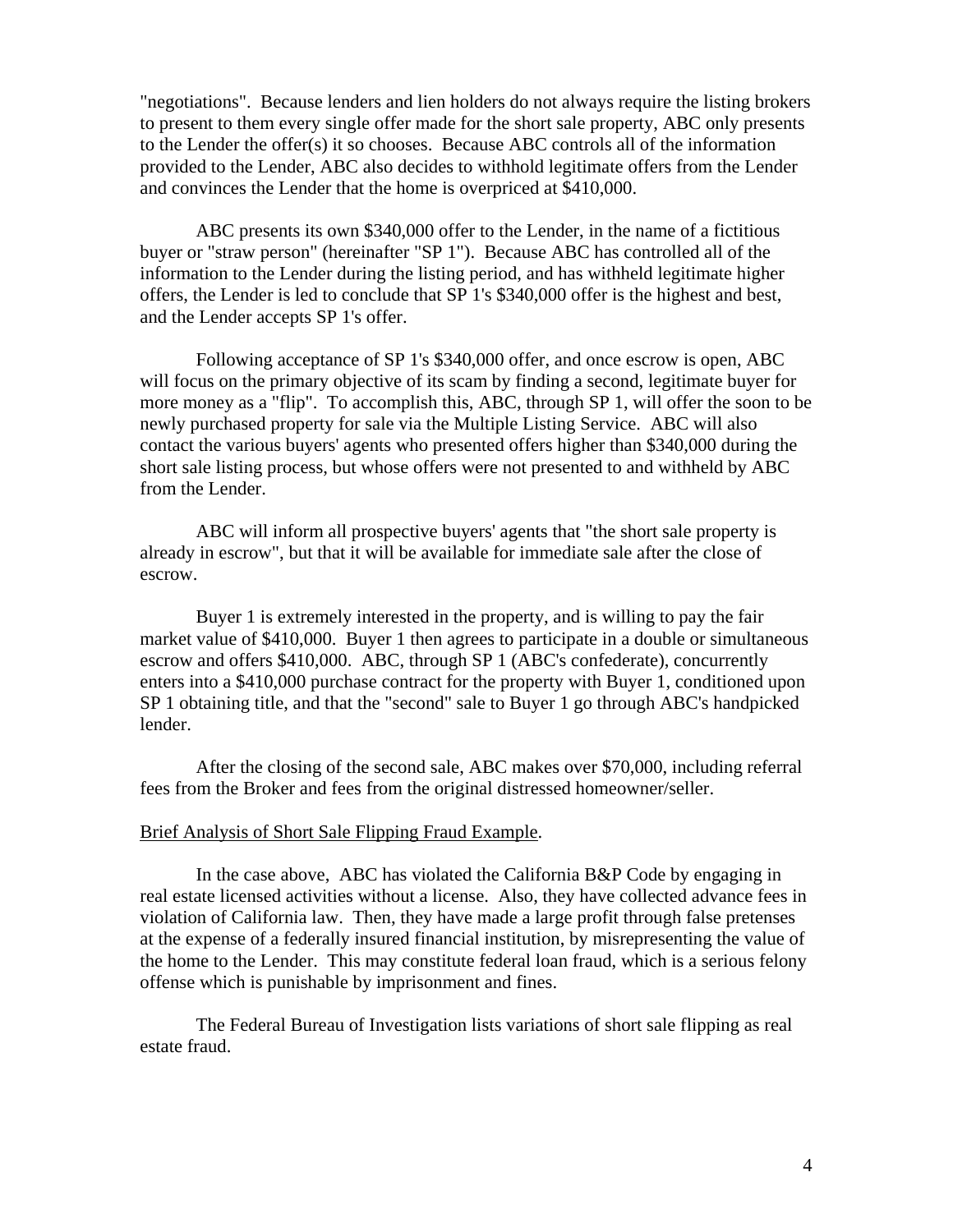"negotiations". Because lenders and lien holders do not always require the listing brokers to present to them every single offer made for the short sale property, ABC only presents to the Lender the offer(s) it so chooses. Because ABC controls all of the information provided to the Lender, ABC also decides to withhold legitimate offers from the Lender and convinces the Lender that the home is overpriced at $410,000.

ABC presents its own $340,000 offer to the Lender, in the name of a fictitious buyer or "straw person" (hereinafter "SP 1"). Because ABC has controlled all of the information to the Lender during the listing period, and has withheld legitimate higher offers, the Lender is led to conclude that SP 1's $340,000 offer is the highest and best, and the Lender accepts SP 1's offer.

Following acceptance of SP 1's $340,000 offer, and once escrow is open, ABC will focus on the primary objective of its scam by finding a second, legitimate buyer for more money as a "flip". To accomplish this, ABC, through SP 1, will offer the soon to be newly purchased property for sale via the Multiple Listing Service. ABC will also contact the various buyers' agents who presented offers higher than $340,000 during the short sale listing process, but whose offers were not presented to and withheld by ABC from the Lender.

ABC will inform all prospective buyers' agents that "the short sale property is already in escrow", but that it will be available for immediate sale after the close of escrow.

Buyer 1 is extremely interested in the property, and is willing to pay the fair market value of $410,000. Buyer 1 then agrees to participate in a double or simultaneous escrow and offers $410,000. ABC, through SP 1 (ABC's confederate), concurrently enters into a $410,000 purchase contract for the property with Buyer 1, conditioned upon SP 1 obtaining title, and that the "second" sale to Buyer 1 go through ABC's handpicked lender.

After the closing of the second sale, ABC makes over $70,000, including referral fees from the Broker and fees from the original distressed homeowner/seller.

<u>Brief Analysis of Short Sale Flipping Fraud Example</u>.

In the case above, ABC has violated the California B&P Code by engaging in real estate licensed activities without a license. Also, they have collected advance fees in violation of California law. Then, they have made a large profit through false pretenses at the expense of a federally insured financial institution, by misrepresenting the value of the home to the Lender. This may constitute federal loan fraud, which is a serious felony offense which is punishable by imprisonment and fines.

The Federal Bureau of Investigation lists variations of short sale flipping as real estate fraud.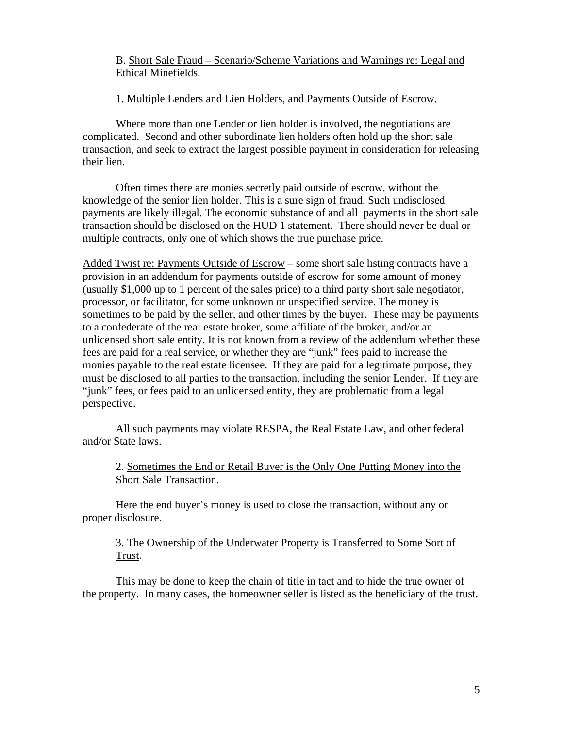B. Short Sale Fraud – Scenario/Scheme Variations and Warnings re: Legal and Ethical Minefields.

1. Multiple Lenders and Lien Holders, and Payments Outside of Escrow.

Where more than one Lender or lien holder is involved, the negotiations are complicated. Second and other subordinate lien holders often hold up the short sale transaction, and seek to extract the largest possible payment in consideration for releasing their lien.

Often times there are monies secretly paid outside of escrow, without the knowledge of the senior lien holder. This is a sure sign of fraud. Such undisclosed payments are likely illegal. The economic substance of and all payments in the short sale transaction should be disclosed on the HUD 1 statement. There should never be dual or multiple contracts, only one of which shows the true purchase price.

Added Twist re: Payments Outside of Escrow – some short sale listing contracts have a provision in an addendum for payments outside of escrow for some amount of money (usually $1,000 up to 1 percent of the sales price) to a third party short sale negotiator, processor, or facilitator, for some unknown or unspecified service. The money is sometimes to be paid by the seller, and other times by the buyer. These may be payments to a confederate of the real estate broker, some affiliate of the broker, and/or an unlicensed short sale entity. It is not known from a review of the addendum whether these fees are paid for a real service, or whether they are "junk" fees paid to increase the monies payable to the real estate licensee. If they are paid for a legitimate purpose, they must be disclosed to all parties to the transaction, including the senior Lender. If they are "junk" fees, or fees paid to an unlicensed entity, they are problematic from a legal perspective.

All such payments may violate RESPA, the Real Estate Law, and other federal and/or State laws.

2. Sometimes the End or Retail Buyer is the Only One Putting Money into the Short Sale Transaction.

Here the end buyer's money is used to close the transaction, without any or proper disclosure.

3. The Ownership of the Underwater Property is Transferred to Some Sort of Trust.

This may be done to keep the chain of title in tact and to hide the true owner of the property. In many cases, the homeowner seller is listed as the beneficiary of the trust.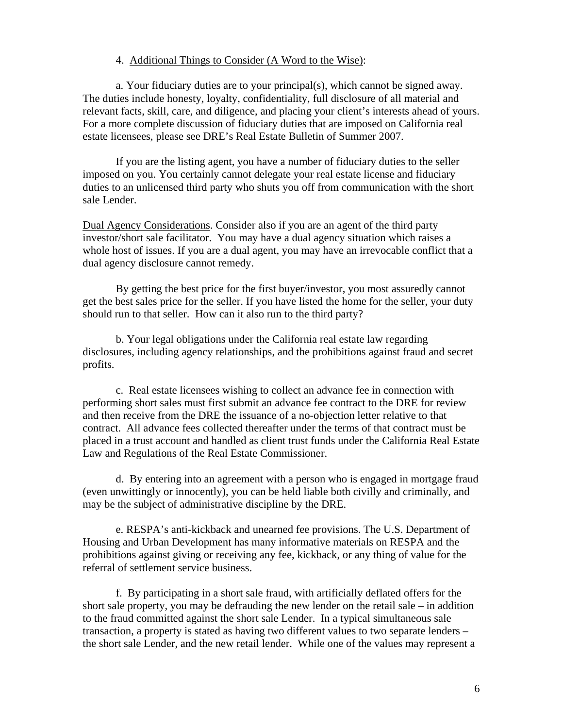4. <u>Additional Things to Consider (A Word to the Wise)</u>:

a. Your fiduciary duties are to your principal(s), which cannot be signed away. The duties include honesty, loyalty, confidentiality, full disclosure of all material and relevant facts, skill, care, and diligence, and placing your client's interests ahead of yours. For a more complete discussion of fiduciary duties that are imposed on California real estate licensees, please see DRE's Real Estate Bulletin of Summer 2007.

If you are the listing agent, you have a number of fiduciary duties to the seller imposed on you. You certainly cannot delegate your real estate license and fiduciary duties to an unlicensed third party who shuts you off from communication with the short sale Lender.

<u>Dual Agency Considerations</u>. Consider also if you are an agent of the third party investor/short sale facilitator. You may have a dual agency situation which raises a whole host of issues. If you are a dual agent, you may have an irrevocable conflict that a dual agency disclosure cannot remedy.

By getting the best price for the first buyer/investor, you most assuredly cannot get the best sales price for the seller. If you have listed the home for the seller, your duty should run to that seller. How can it also run to the third party?

b. Your legal obligations under the California real estate law regarding disclosures, including agency relationships, and the prohibitions against fraud and secret profits.

c. Real estate licensees wishing to collect an advance fee in connection with performing short sales must first submit an advance fee contract to the DRE for review and then receive from the DRE the issuance of a no-objection letter relative to that contract. All advance fees collected thereafter under the terms of that contract must be placed in a trust account and handled as client trust funds under the California Real Estate Law and Regulations of the Real Estate Commissioner.

d. By entering into an agreement with a person who is engaged in mortgage fraud (even unwittingly or innocently), you can be held liable both civilly and criminally, and may be the subject of administrative discipline by the DRE.

e. RESPA's anti-kickback and unearned fee provisions. The U.S. Department of Housing and Urban Development has many informative materials on RESPA and the prohibitions against giving or receiving any fee, kickback, or any thing of value for the referral of settlement service business.

f. By participating in a short sale fraud, with artificially deflated offers for the short sale property, you may be defrauding the new lender on the retail sale – in addition to the fraud committed against the short sale Lender. In a typical simultaneous sale transaction, a property is stated as having two different values to two separate lenders – the short sale Lender, and the new retail lender. While one of the values may represent a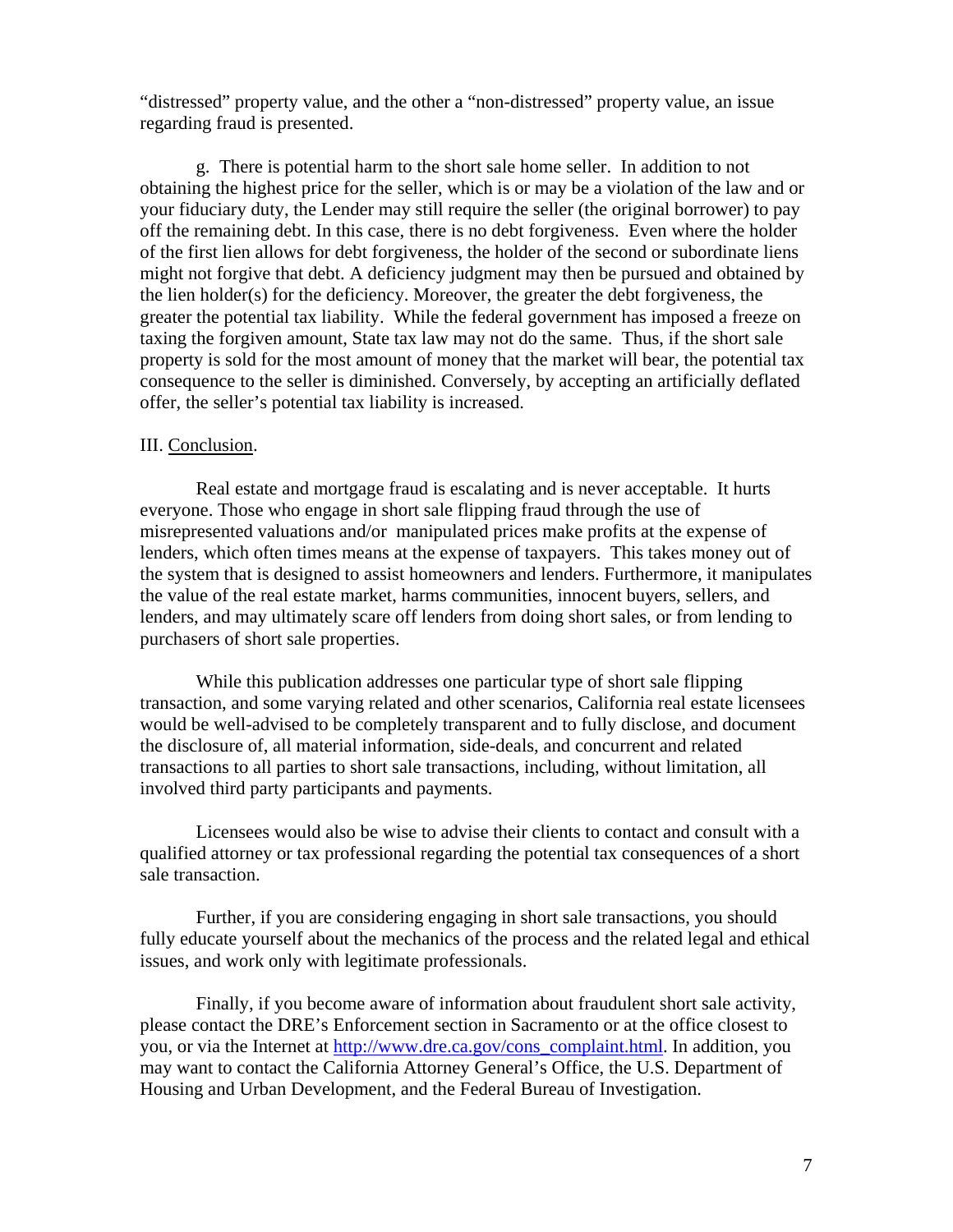"distressed" property value, and the other a "non-distressed" property value, an issue regarding fraud is presented.

g. There is potential harm to the short sale home seller. In addition to not obtaining the highest price for the seller, which is or may be a violation of the law and or your fiduciary duty, the Lender may still require the seller (the original borrower) to pay off the remaining debt. In this case, there is no debt forgiveness. Even where the holder of the first lien allows for debt forgiveness, the holder of the second or subordinate liens might not forgive that debt. A deficiency judgment may then be pursued and obtained by the lien holder(s) for the deficiency. Moreover, the greater the debt forgiveness, the greater the potential tax liability. While the federal government has imposed a freeze on taxing the forgiven amount, State tax law may not do the same. Thus, if the short sale property is sold for the most amount of money that the market will bear, the potential tax consequence to the seller is diminished. Conversely, by accepting an artificially deflated offer, the seller's potential tax liability is increased.

## III. Conclusion.

Real estate and mortgage fraud is escalating and is never acceptable. It hurts everyone. Those who engage in short sale flipping fraud through the use of misrepresented valuations and/or manipulated prices make profits at the expense of lenders, which often times means at the expense of taxpayers. This takes money out of the system that is designed to assist homeowners and lenders. Furthermore, it manipulates the value of the real estate market, harms communities, innocent buyers, sellers, and lenders, and may ultimately scare off lenders from doing short sales, or from lending to purchasers of short sale properties.

While this publication addresses one particular type of short sale flipping transaction, and some varying related and other scenarios, California real estate licensees would be well-advised to be completely transparent and to fully disclose, and document the disclosure of, all material information, side-deals, and concurrent and related transactions to all parties to short sale transactions, including, without limitation, all involved third party participants and payments.

Licensees would also be wise to advise their clients to contact and consult with a qualified attorney or tax professional regarding the potential tax consequences of a short sale transaction.

Further, if you are considering engaging in short sale transactions, you should fully educate yourself about the mechanics of the process and the related legal and ethical issues, and work only with legitimate professionals.

Finally, if you become aware of information about fraudulent short sale activity, please contact the DRE's Enforcement section in Sacramento or at the office closest to you, or via the Internet at http://www.dre.ca.gov/cons_complaint.html. In addition, you may want to contact the California Attorney General's Office, the U.S. Department of Housing and Urban Development, and the Federal Bureau of Investigation.